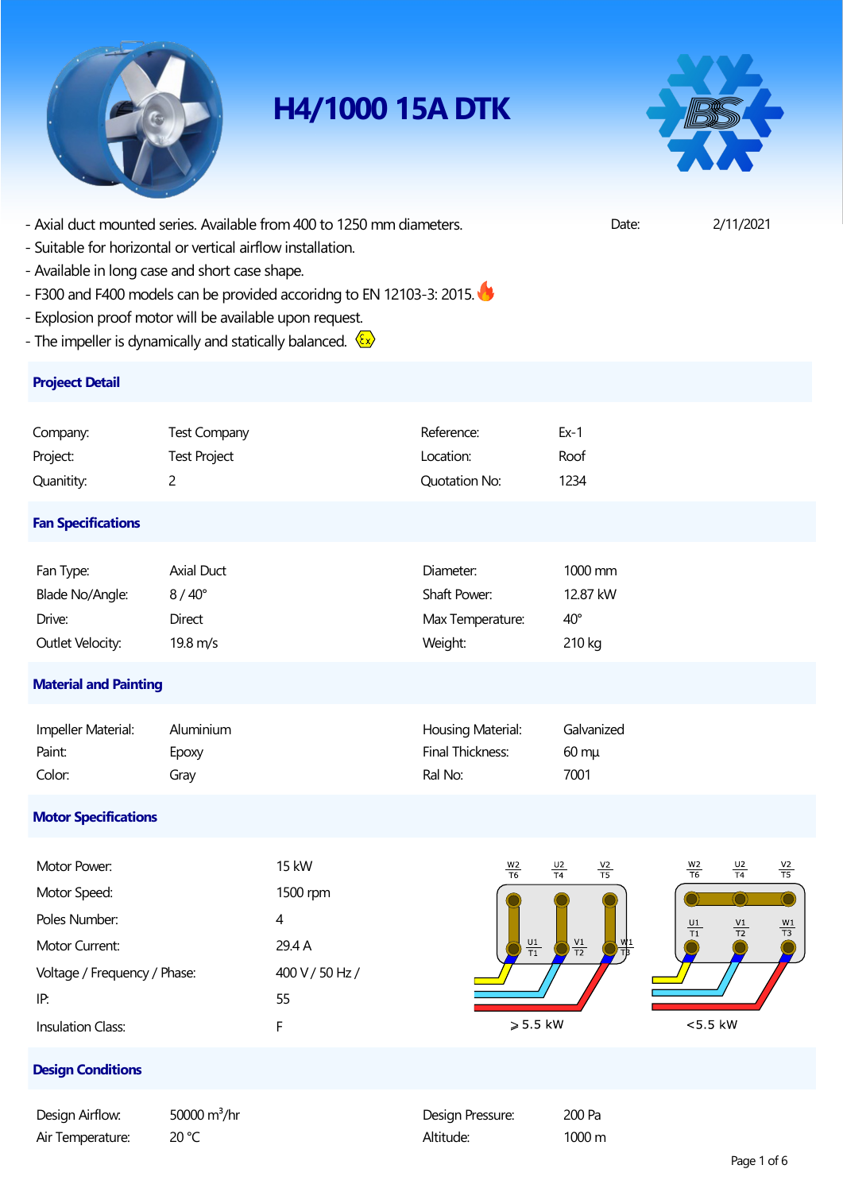# H4/1000 15A DTK

- Axial duct mounted series. Available from 400 to 1250 mm diameters.
- Suitable for horizontal or vertical airflow installation.
- Available in long case and short case shape.
- F300 and F400 models can be provided accoridng to EN 12103-3: 2015.
- Explosion proof motor will be available upon request.
- The impeller is dynamically and statically balanced.

Date: 2/11/2021

## Projeect Detail

| | | | |
|---|---|---|---|
| Company: | Test Company | Reference: | Ex-1 |
| Project: | Test Project | Location: | Roof |
| Quanitity: | 2 | Quotation No: | 1234 |

## Fan Specifications

| | | | |
|---|---|---|---|
| Fan Type: | Axial Duct | Diameter: | 1000 mm |
| Blade No/Angle: | 8 / 40° | Shaft Power: | 12.87 kW |
| Drive: | Direct | Max Temperature: | 40° |
| Outlet Velocity: | 19.8 m/s | Weight: | 210 kg |

## Material and Painting

| | | | |
|---|---|---|---|
| Impeller Material: | Aluminium | Housing Material: | Galvanized |
| Paint: | Epoxy | Final Thickness: | 60 mμ |
| Color: | Gray | Ral No: | 7001 |

## Motor Specifications

| | |
|---|---|
| Motor Power: | 15 kW |
| Motor Speed: | 1500 rpm |
| Poles Number: | 4 |
| Motor Current: | 29.4 A |
| Voltage / Frequency / Phase: | 400 V / 50 Hz / |
| IP: | 55 |
| Insulation Class: | F |

W2 T6 U2 T4 V2 T5 U1 T1 V1 T2 W1 T3

⩾ 5.5 kW

W2 T6 U2 T4 V2 T5 U1 T1 V1 T2 W1 T3

<5.5 kW

## Design Conditions

| | | | |
|---|---|---|---|
| Design Airflow: | 50000 $m^3$/hr | Design Pressure: | 200 Pa |
| Air Temperature: | 20 °C | Altitude: | 1000 m |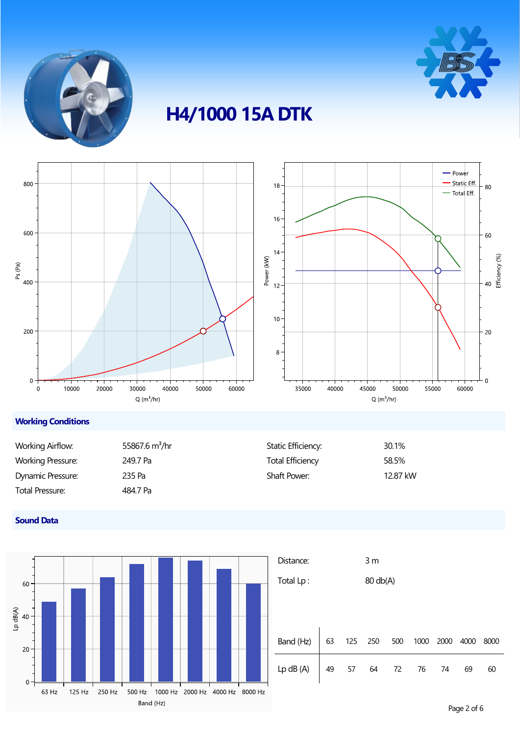# H4/1000 15A DTK

## Working Conditions

| | | | |
|---|---|---|---|
| Working Airflow: | 55867.6 $m^3$/hr | Static Efficiency: | 30.1% |
| Working Pressure: | 249.7 Pa | Total Efficiency | 58.5% |
| Dynamic Pressure: | 235 Pa | Shaft Power: | 12.87 kW |
| Total Pressure: | 484.7 Pa | | |

## Sound Data

Distance: 3 m

Total Lp : 80 db(A)

| Band (Hz) | 63 | 125 | 250 | 500 | 1000 | 2000 | 4000 | 8000 |
|---|---|---|---|---|---|---|---|---|
| Lp dB (A) | 49 | 57 | 64 | 72 | 76 | 74 | 69 | 60 |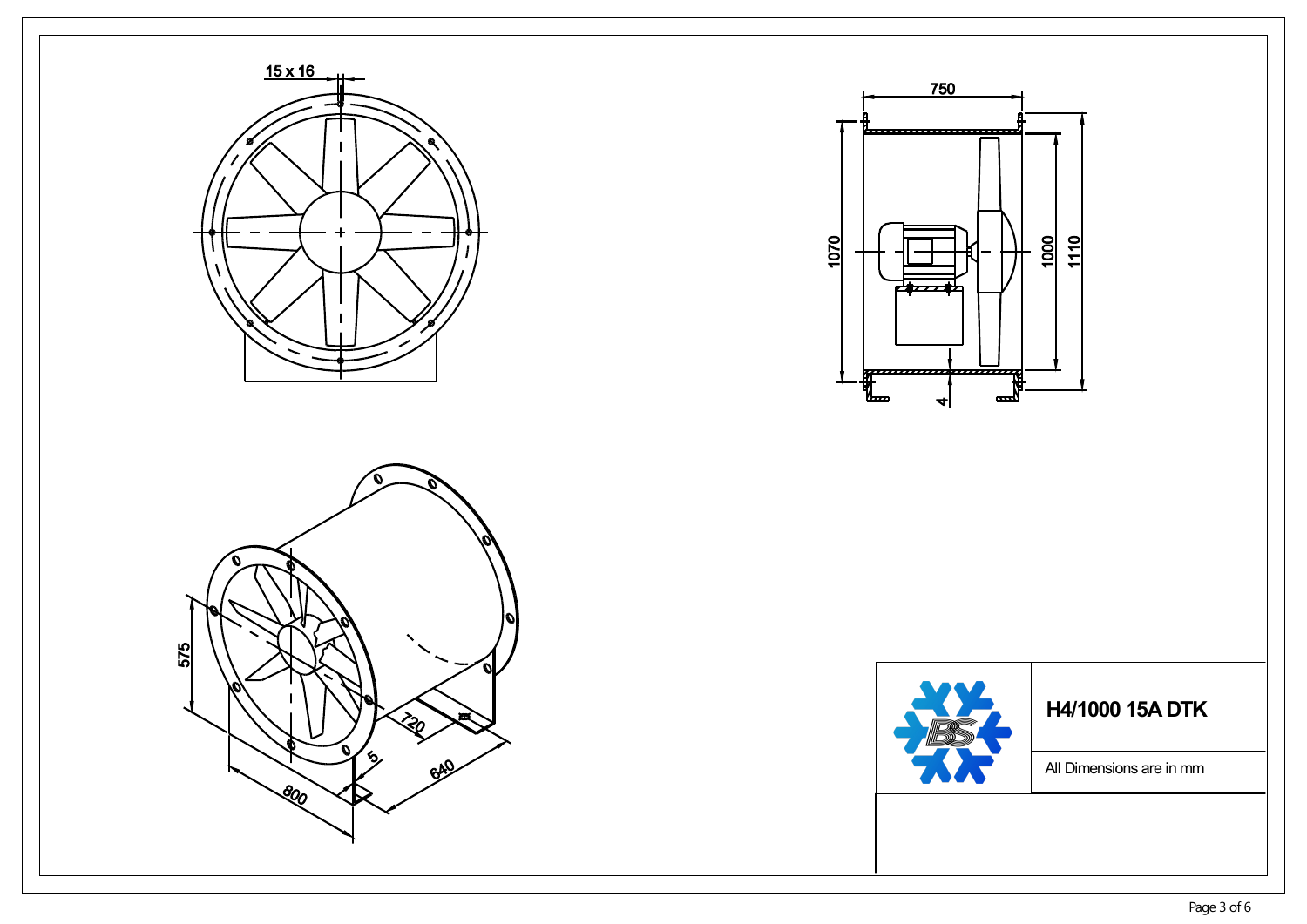15 x 16

750

1070

1000

1110

4

575

720

5

640

800

## H4/1000 15A DTK

All Dimensions are in mm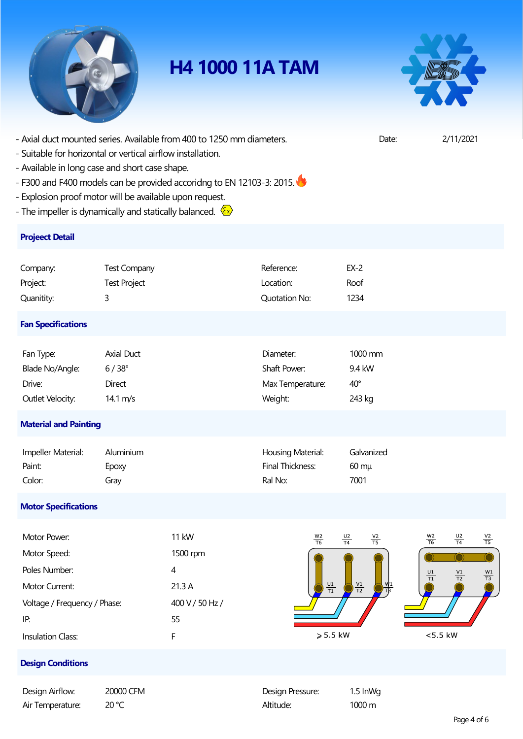# H4 1000 11A TAM

- Axial duct mounted series. Available from 400 to 1250 mm diameters.
- Suitable for horizontal or vertical airflow installation.
- Available in long case and short case shape.
- F300 and F400 models can be provided accoridng to EN 12103-3: 2015.
- Explosion proof motor will be available upon request.
- The impeller is dynamically and statically balanced.

Date: 2/11/2021

## Projeect Detail

| | | | |
|---|---|---|---|
| Company: | Test Company | Reference: | EX-2 |
| Project: | Test Project | Location: | Roof |
| Quanitity: | 3 | Quotation No: | 1234 |

## Fan Specifications

| | | | |
|---|---|---|---|
| Fan Type: | Axial Duct | Diameter: | 1000 mm |
| Blade No/Angle: | 6 / 38° | Shaft Power: | 9.4 kW |
| Drive: | Direct | Max Temperature: | 40° |
| Outlet Velocity: | 14.1 m/s | Weight: | 243 kg |

## Material and Painting

| | | | |
|---|---|---|---|
| Impeller Material: | Aluminium | Housing Material: | Galvanized |
| Paint: | Epoxy | Final Thickness: | 60 mµ |
| Color: | Gray | Ral No: | 7001 |

## Motor Specifications

| | |
|---|---|
| Motor Power: | 11 kW |
| Motor Speed: | 1500 rpm |
| Poles Number: | 4 |
| Motor Current: | 21.3 A |
| Voltage / Frequency / Phase: | 400 V / 50 Hz / |
| IP: | 55 |
| Insulation Class: | F |

W2 T6, U2 T4, V2 T5, U1 T1, V1 T2, W1 T3 — ⩾ 5.5 kW

W2 T6, U2 T4, V2 T5, U1 T1, V1 T2, W1 T3 — <5.5 kW

## Design Conditions

| | | | |
|---|---|---|---|
| Design Airflow: | 20000 CFM | Design Pressure: | 1.5 InWg |
| Air Temperature: | 20 °C | Altitude: | 1000 m |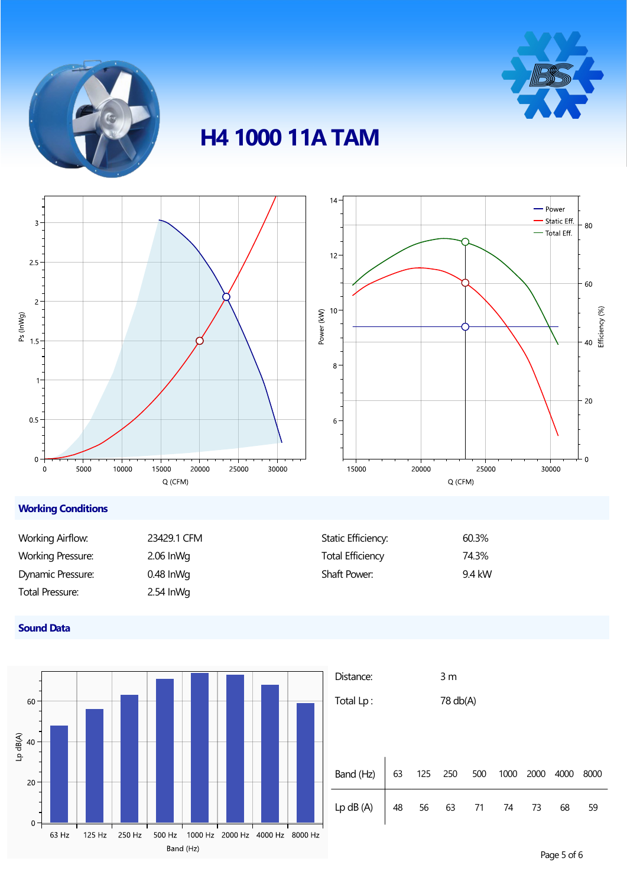# H4 1000 11A TAM

## Working Conditions

| | | | |
|---|---|---|---|
| Working Airflow: | 23429.1 CFM | Static Efficiency: | 60.3% |
| Working Pressure: | 2.06 InWg | Total Efficiency | 74.3% |
| Dynamic Pressure: | 0.48 InWg | Shaft Power: | 9.4 kW |
| Total Pressure: | 2.54 InWg | | |

## Sound Data

Distance: 3 m

Total Lp : 78 db(A)

| Band (Hz) | 63 | 125 | 250 | 500 | 1000 | 2000 | 4000 | 8000 |
|---|---|---|---|---|---|---|---|---|
| Lp dB (A) | 48 | 56 | 63 | 71 | 74 | 73 | 68 | 59 |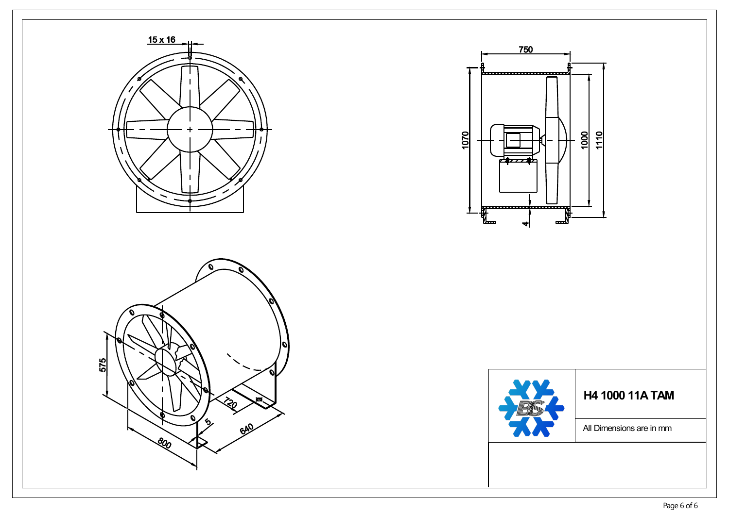15 x 16

750

1070

1000

1110

4

575

720

5

640

800

**H4 1000 11A TAM**

All Dimensions are in mm